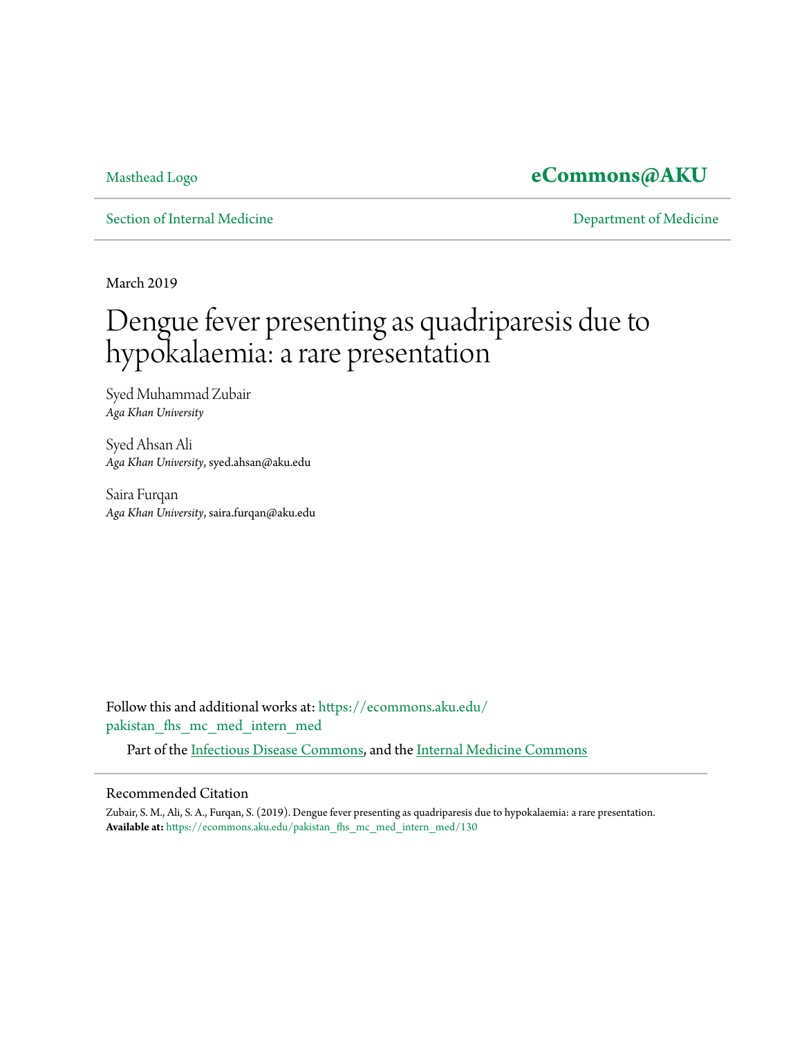Masthead Logo

**eCommons@AKU**

Section of Internal Medicine

Department of Medicine

March 2019

# Dengue fever presenting as quadriparesis due to hypokalaemia: a rare presentation

Syed Muhammad Zubair
*Aga Khan University*

Syed Ahsan Ali
*Aga Khan University*, syed.ahsan@aku.edu

Saira Furqan
*Aga Khan University*, saira.furqan@aku.edu

Follow this and additional works at: https://ecommons.aku.edu/pakistan_fhs_mc_med_intern_med

Part of the Infectious Disease Commons, and the Internal Medicine Commons

## Recommended Citation

Zubair, S. M., Ali, S. A., Furqan, S. (2019). Dengue fever presenting as quadriparesis due to hypokalaemia: a rare presentation.
**Available at:** https://ecommons.aku.edu/pakistan_fhs_mc_med_intern_med/130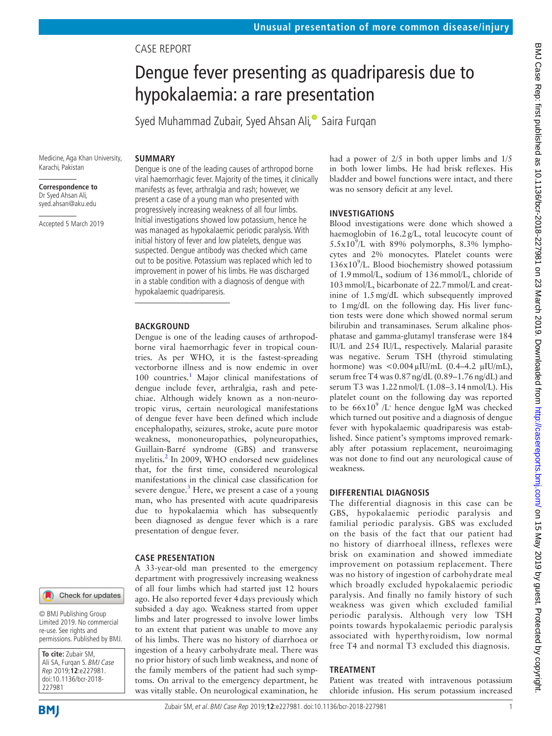CASE REPORT

# Dengue fever presenting as quadriparesis due to hypokalaemia: a rare presentation

Syed Muhammad Zubair, Syed Ahsan Ali, Saira Furqan

Medicine, Aga Khan University, Karachi, Pakistan

**Correspondence to**
Dr Syed Ahsan Ali, syed.ahsan@aku.edu

Accepted 5 March 2019

## SUMMARY

Dengue is one of the leading causes of arthropod borne viral haemorrhagic fever. Majority of the times, it clinically manifests as fever, arthralgia and rash; however, we present a case of a young man who presented with progressively increasing weakness of all four limbs. Initial investigations showed low potassium, hence he was managed as hypokalaemic periodic paralysis. With initial history of fever and low platelets, dengue was suspected. Dengue antibody was checked which came out to be positive. Potassium was replaced which led to improvement in power of his limbs. He was discharged in a stable condition with a diagnosis of dengue with hypokalaemic quadriparesis.

## BACKGROUND

Dengue is one of the leading causes of arthropod-borne viral haemorrhagic fever in tropical countries. As per WHO, it is the fastest-spreading vectorborne illness and is now endemic in over 100 countries.[1] Major clinical manifestations of dengue include fever, arthralgia, rash and petechiae. Although widely known as a non-neurotropic virus, certain neurological manifestations of dengue fever have been defined which include encephalopathy, seizures, stroke, acute pure motor weakness, mononeuropathies, polyneuropathies, Guillain-Barré syndrome (GBS) and transverse myelitis.[2] In 2009, WHO endorsed new guidelines that, for the first time, considered neurological manifestations in the clinical case classification for severe dengue.[3] Here, we present a case of a young man, who has presented with acute quadriparesis due to hypokalaemia which has subsequently been diagnosed as dengue fever which is a rare presentation of dengue fever.

## CASE PRESENTATION

A 33-year-old man presented to the emergency department with progressively increasing weakness of all four limbs which had started just 12 hours ago. He also reported fever 4 days previously which subsided a day ago. Weakness started from upper limbs and later progressed to involve lower limbs to an extent that patient was unable to move any of his limbs. There was no history of diarrhoea or ingestion of a heavy carbohydrate meal. There was no prior history of such limb weakness, and none of the family members of the patient had such symptoms. On arrival to the emergency department, he was vitally stable. On neurological examination, he had a power of 2/5 in both upper limbs and 1/5 in both lower limbs. He had brisk reflexes. His bladder and bowel functions were intact, and there was no sensory deficit at any level.

## INVESTIGATIONS

Blood investigations were done which showed a haemoglobin of 16.2 g/L, total leucocyte count of $5.5\times10^9$/L with 89% polymorphs, 8.3% lymphocytes and 2% monocytes. Platelet counts were $136\times10^9$/L. Blood biochemistry showed potassium of 1.9 mmol/L, sodium of 136 mmol/L, chloride of 103 mmol/L, bicarbonate of 22.7 mmol/L and creatinine of 1.5 mg/dL which subsequently improved to 1 mg/dL on the following day. His liver function tests were done which showed normal serum bilirubin and transaminases. Serum alkaline phosphatase and gamma-glutamyl transferase were 184 IU/L and 254 IU/L, respectively. Malarial parasite was negative. Serum TSH (thyroid stimulating hormone) was <0.004 µIU/mL (0.4–4.2 µIU/mL), serum free T4 was 0.87 ng/dL (0.89–1.76 ng/dL) and serum T3 was 1.22 nmol/L (1.08–3.14 nmol/L). His platelet count on the following day was reported to be $66\times10^9$ /L hence dengue IgM was checked which turned out positive and a diagnosis of dengue fever with hypokalaemic quadriparesis was established. Since patient's symptoms improved remarkably after potassium replacement, neuroimaging was not done to find out any neurological cause of weakness.

## DIFFERENTIAL DIAGNOSIS

The differential diagnosis in this case can be GBS, hypokalaemic periodic paralysis and familial periodic paralysis. GBS was excluded on the basis of the fact that our patient had no history of diarrhoeal illness, reflexes were brisk on examination and showed immediate improvement on potassium replacement. There was no history of ingestion of carbohydrate meal which broadly excluded hypokalaemic periodic paralysis. And finally no family history of such weakness was given which excluded familial periodic paralysis. Although very low TSH points towards hypokalaemic periodic paralysis associated with hyperthyroidism, low normal free T4 and normal T3 excluded this diagnosis.

## TREATMENT

Patient was treated with intravenous potassium chloride infusion. His serum potassium increased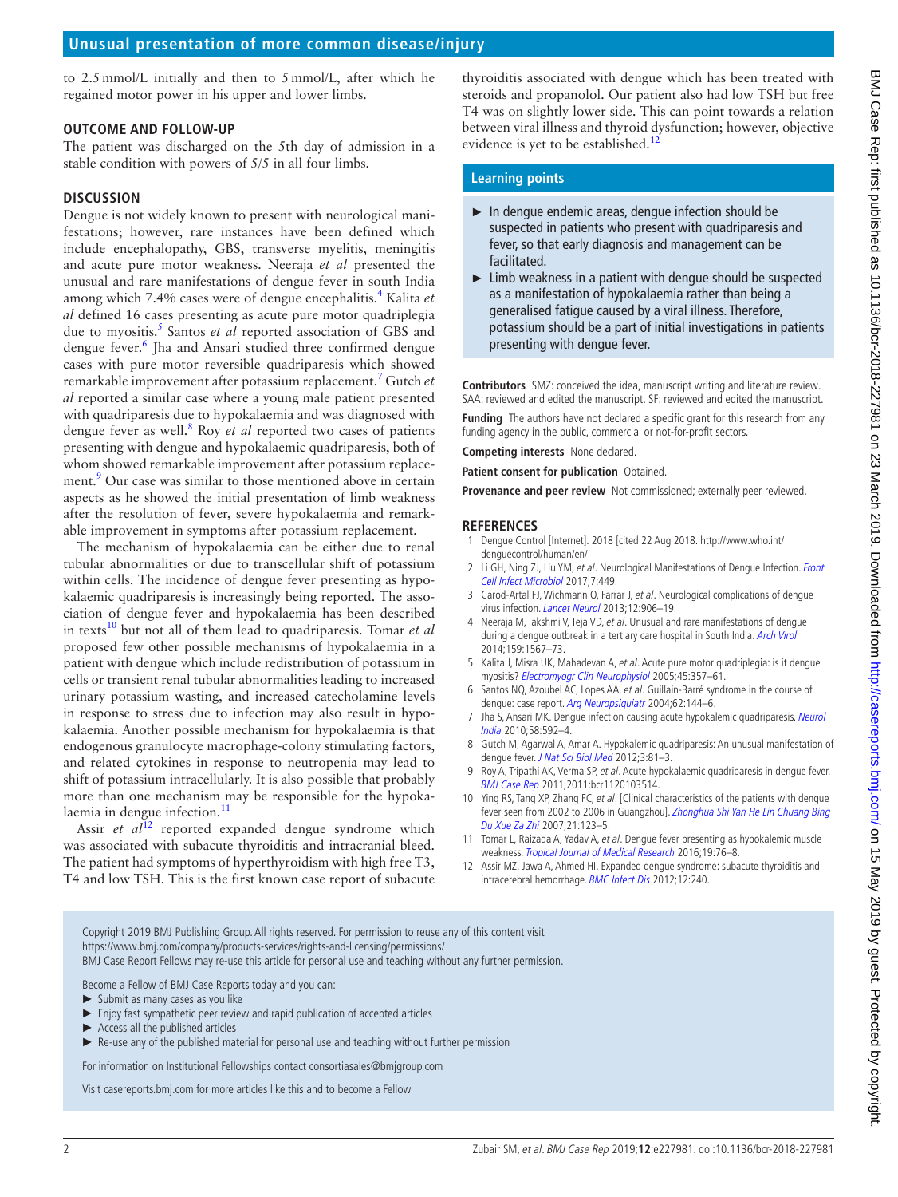to 2.5 mmol/L initially and then to 5 mmol/L, after which he regained motor power in his upper and lower limbs.

## Outcome and follow-up

The patient was discharged on the 5th day of admission in a stable condition with powers of 5/5 in all four limbs.

## Discussion

Dengue is not widely known to present with neurological manifestations; however, rare instances have been defined which include encephalopathy, GBS, transverse myelitis, meningitis and acute pure motor weakness. Neeraja *et al* presented the unusual and rare manifestations of dengue fever in south India among which 7.4% cases were of dengue encephalitis.[4] Kalita *et al* defined 16 cases presenting as acute pure motor quadriplegia due to myositis.[5] Santos *et al* reported association of GBS and dengue fever.[6] Jha and Ansari studied three confirmed dengue cases with pure motor reversible quadriparesis which showed remarkable improvement after potassium replacement.[7] Gutch *et al* reported a similar case where a young male patient presented with quadriparesis due to hypokalaemia and was diagnosed with dengue fever as well.[8] Roy *et al* reported two cases of patients presenting with dengue and hypokalaemic quadriparesis, both of whom showed remarkable improvement after potassium replacement.[9] Our case was similar to those mentioned above in certain aspects as he showed the initial presentation of limb weakness after the resolution of fever, severe hypokalaemia and remarkable improvement in symptoms after potassium replacement.

The mechanism of hypokalaemia can be either due to renal tubular abnormalities or due to transcellular shift of potassium within cells. The incidence of dengue fever presenting as hypokalaemic quadriparesis is increasingly being reported. The association of dengue fever and hypokalaemia has been described in texts[10] but not all of them lead to quadriparesis. Tomar *et al* proposed few other possible mechanisms of hypokalaemia in a patient with dengue which include redistribution of potassium in cells or transient renal tubular abnormalities leading to increased urinary potassium wasting, and increased catecholamine levels in response to stress due to infection may also result in hypokalaemia. Another possible mechanism for hypokalaemia is that endogenous granulocyte macrophage-colony stimulating factors, and related cytokines in response to neutropenia may lead to shift of potassium intracellularly. It is also possible that probably more than one mechanism may be responsible for the hypokalaemia in dengue infection.[11]

Assir *et al*[12] reported expanded dengue syndrome which was associated with subacute thyroiditis and intracranial bleed. The patient had symptoms of hyperthyroidism with high free T3, T4 and low TSH. This is the first known case report of subacute thyroiditis associated with dengue which has been treated with steroids and propanolol. Our patient also had low TSH but free T4 was on slightly lower side. This can point towards a relation between viral illness and thyroid dysfunction; however, objective evidence is yet to be established.[12]

### Learning points

- In dengue endemic areas, dengue infection should be suspected in patients who present with quadriparesis and fever, so that early diagnosis and management can be facilitated.
- Limb weakness in a patient with dengue should be suspected as a manifestation of hypokalaemia rather than being a generalised fatigue caused by a viral illness. Therefore, potassium should be a part of initial investigations in patients presenting with dengue fever.

**Contributors** SMZ: conceived the idea, manuscript writing and literature review. SAA: reviewed and edited the manuscript. SF: reviewed and edited the manuscript.

**Funding** The authors have not declared a specific grant for this research from any funding agency in the public, commercial or not-for-profit sectors.

**Competing interests** None declared.

**Patient consent for publication** Obtained.

**Provenance and peer review** Not commissioned; externally peer reviewed.

## References

1. Dengue Control [Internet]. 2018 [cited 22 Aug 2018. http://www.who.int/denguecontrol/human/en/
2. Li GH, Ning ZJ, Liu YM, *et al*. Neurological Manifestations of Dengue Infection. *Front Cell Infect Microbiol* 2017;7:449.
3. Carod-Artal FJ, Wichmann O, Farrar J, *et al*. Neurological complications of dengue virus infection. *Lancet Neurol* 2013;12:906–19.
4. Neeraja M, Iakshmi V, Teja VD, *et al*. Unusual and rare manifestations of dengue during a dengue outbreak in a tertiary care hospital in South India. *Arch Virol* 2014;159:1567–73.
5. Kalita J, Misra UK, Mahadevan A, *et al*. Acute pure motor quadriplegia: is it dengue myositis? *Electromyogr Clin Neurophysiol* 2005;45:357–61.
6. Santos NQ, Azoubel AC, Lopes AA, *et al*. Guillain-Barré syndrome in the course of dengue: case report. *Arq Neuropsiquiatr* 2004;62:144–6.
7. Jha S, Ansari MK. Dengue infection causing acute hypokalemic quadriparesis. *Neurol India* 2010;58:592–4.
8. Gutch M, Agarwal A, Amar A. Hypokalemic quadriparesis: An unusual manifestation of dengue fever. *J Nat Sci Biol Med* 2012;3:81–3.
9. Roy A, Tripathi AK, Verma SP, *et al*. Acute hypokalaemic quadriparesis in dengue fever. *BMJ Case Rep* 2011;2011:bcr1120103514.
10. Ying RS, Tang XP, Zhang FC, *et al*. [Clinical characteristics of the patients with dengue fever seen from 2002 to 2006 in Guangzhou]. *Zhonghua Shi Yan He Lin Chuang Bing Du Xue Za Zhi* 2007;21:123–5.
11. Tomar L, Raizada A, Yadav A, *et al*. Dengue fever presenting as hypokalemic muscle weakness. *Tropical Journal of Medical Research* 2016;19:76–8.
12. Assir MZ, Jawa A, Ahmed HI. Expanded dengue syndrome: subacute thyroiditis and intracerebral hemorrhage. *BMC Infect Dis* 2012;12:240.

Copyright 2019 BMJ Publishing Group. All rights reserved. For permission to reuse any of this content visit https://www.bmj.com/company/products-services/rights-and-licensing/permissions/
BMJ Case Report Fellows may re-use this article for personal use and teaching without any further permission.

Become a Fellow of BMJ Case Reports today and you can:

- Submit as many cases as you like
- Enjoy fast sympathetic peer review and rapid publication of accepted articles
- Access all the published articles
- Re-use any of the published material for personal use and teaching without further permission

For information on Institutional Fellowships contact consortiasales@bmjgroup.com

Visit casereports.bmj.com for more articles like this and to become a Fellow